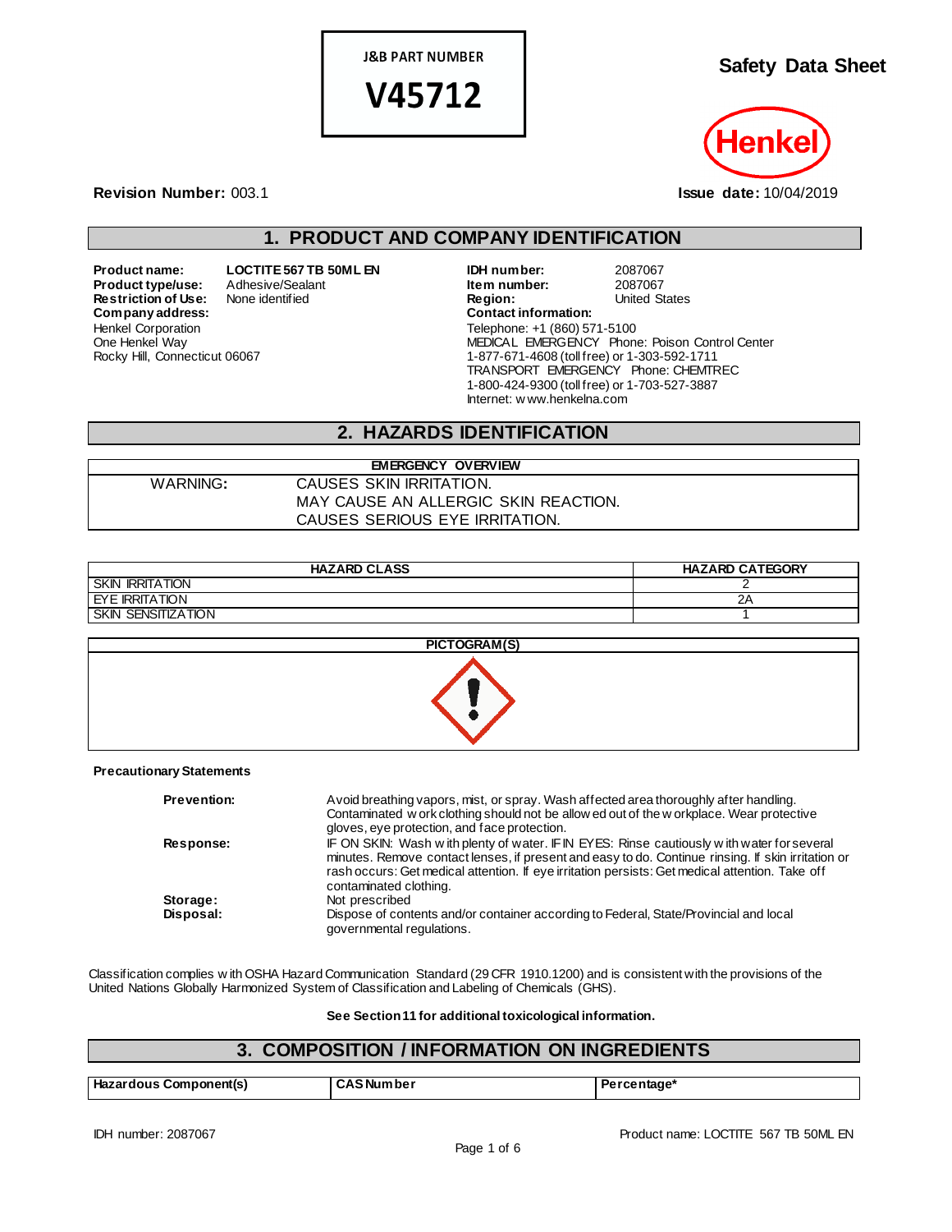J&B PART NUMBER

**V45712**

# Safety Data Sheet

Henkel

**Revision Number:** 003.1

**Issue date:** 10/04/2019

## 1. PRODUCT AND COMPANY IDENTIFICATION

**Product name:** LOCTITE 567 TB 50ML EN
**Product type/use:** Adhesive/Sealant
**Restriction of Use:** None identified
**Company address:**
Henkel Corporation
One Henkel Way
Rocky Hill, Connecticut 06067

**IDH number:** 2087067
**Item number:** 2087067
**Region:** United States
**Contact information:**
Telephone: +1 (860) 571-5100
MEDICAL EMERGENCY Phone: Poison Control Center
1-877-671-4608 (toll free) or 1-303-592-1711
TRANSPORT EMERGENCY Phone: CHEMTREC
1-800-424-9300 (toll free) or 1-703-527-3887
Internet: www.henkelna.com

## 2. HAZARDS IDENTIFICATION

| EMERGENCY OVERVIEW | |
|---|---|
| WARNING: | CAUSES SKIN IRRITATION.<br>MAY CAUSE AN ALLERGIC SKIN REACTION.<br>CAUSES SERIOUS EYE IRRITATION. |

| HAZARD CLASS | HAZARD CATEGORY |
|---|---|
| SKIN IRRITATION | 2 |
| EYE IRRITATION | 2A |
| SKIN SENSITIZATION | 1 |

**PICTOGRAM(S)**

**Precautionary Statements**

**Prevention:** Avoid breathing vapors, mist, or spray. Wash affected area thoroughly after handling. Contaminated work clothing should not be allowed out of the workplace. Wear protective gloves, eye protection, and face protection.

**Response:** IF ON SKIN: Wash with plenty of water. IF IN EYES: Rinse cautiously with water for several minutes. Remove contact lenses, if present and easy to do. Continue rinsing. If skin irritation or rash occurs: Get medical attention. If eye irritation persists: Get medical attention. Take off contaminated clothing.

**Storage:** Not prescribed

**Disposal:** Dispose of contents and/or container according to Federal, State/Provincial and local governmental regulations.

Classification complies with OSHA Hazard Communication Standard (29 CFR 1910.1200) and is consistent with the provisions of the United Nations Globally Harmonized System of Classification and Labeling of Chemicals (GHS).

**See Section 11 for additional toxicological information.**

## 3. COMPOSITION / INFORMATION ON INGREDIENTS

| Hazardous Component(s) | CAS Number | Percentage* |
|---|---|---|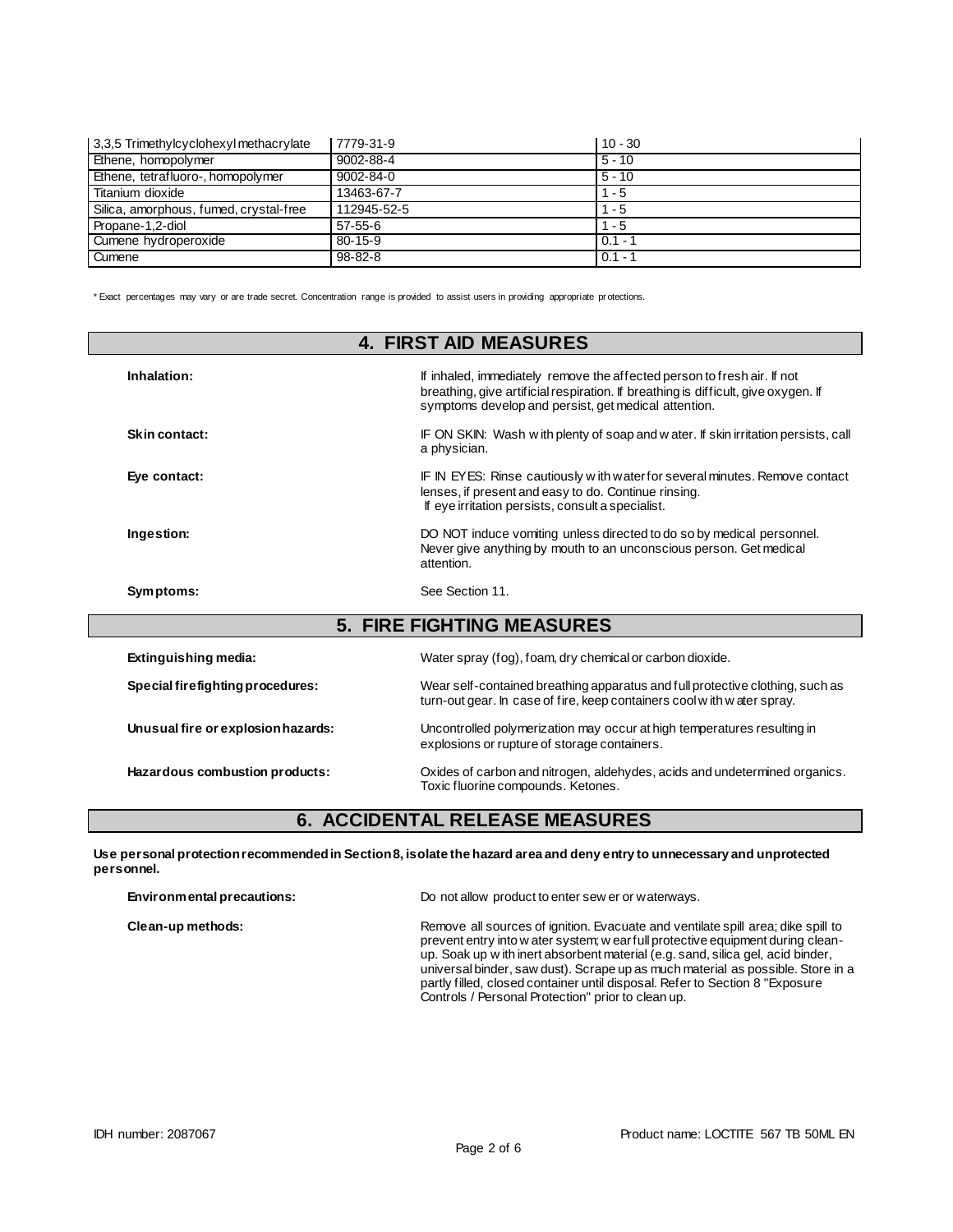| 3,3,5 Trimethylcyclohexyl methacrylate | 7779-31-9 | 10 - 30 |
| --- | --- | --- |
| Ethene, homopolymer | 9002-88-4 | 5 - 10 |
| Ethene, tetrafluoro-, homopolymer | 9002-84-0 | 5 - 10 |
| Titanium dioxide | 13463-67-7 | 1 - 5 |
| Silica, amorphous, fumed, crystal-free | 112945-52-5 | 1 - 5 |
| Propane-1,2-diol | 57-55-6 | 1 - 5 |
| Cumene hydroperoxide | 80-15-9 | 0.1 - 1 |
| Cumene | 98-82-8 | 0.1 - 1 |

* Exact percentages may vary or are trade secret. Concentration range is provided to assist users in providing appropriate protections.

## 4. FIRST AID MEASURES

**Inhalation:** If inhaled, immediately remove the affected person to fresh air. If not breathing, give artificial respiration. If breathing is difficult, give oxygen. If symptoms develop and persist, get medical attention.

**Skin contact:** IF ON SKIN: Wash with plenty of soap and water. If skin irritation persists, call a physician.

**Eye contact:** IF IN EYES: Rinse cautiously with water for several minutes. Remove contact lenses, if present and easy to do. Continue rinsing. If eye irritation persists, consult a specialist.

**Ingestion:** DO NOT induce vomiting unless directed to do so by medical personnel. Never give anything by mouth to an unconscious person. Get medical attention.

**Symptoms:** See Section 11.

## 5. FIRE FIGHTING MEASURES

**Extinguishing media:** Water spray (fog), foam, dry chemical or carbon dioxide.

**Special firefighting procedures:** Wear self-contained breathing apparatus and full protective clothing, such as turn-out gear. In case of fire, keep containers cool with water spray.

**Unusual fire or explosion hazards:** Uncontrolled polymerization may occur at high temperatures resulting in explosions or rupture of storage containers.

**Hazardous combustion products:** Oxides of carbon and nitrogen, aldehydes, acids and undetermined organics. Toxic fluorine compounds. Ketones.

## 6. ACCIDENTAL RELEASE MEASURES

**Use personal protection recommended in Section 8, isolate the hazard area and deny entry to unnecessary and unprotected personnel.**

**Environmental precautions:** Do not allow product to enter sewer or waterways.

**Clean-up methods:** Remove all sources of ignition. Evacuate and ventilate spill area; dike spill to prevent entry into water system; wear full protective equipment during clean-up. Soak up with inert absorbent material (e.g. sand, silica gel, acid binder, universal binder, saw dust). Scrape up as much material as possible. Store in a partly filled, closed container until disposal. Refer to Section 8 "Exposure Controls / Personal Protection" prior to clean up.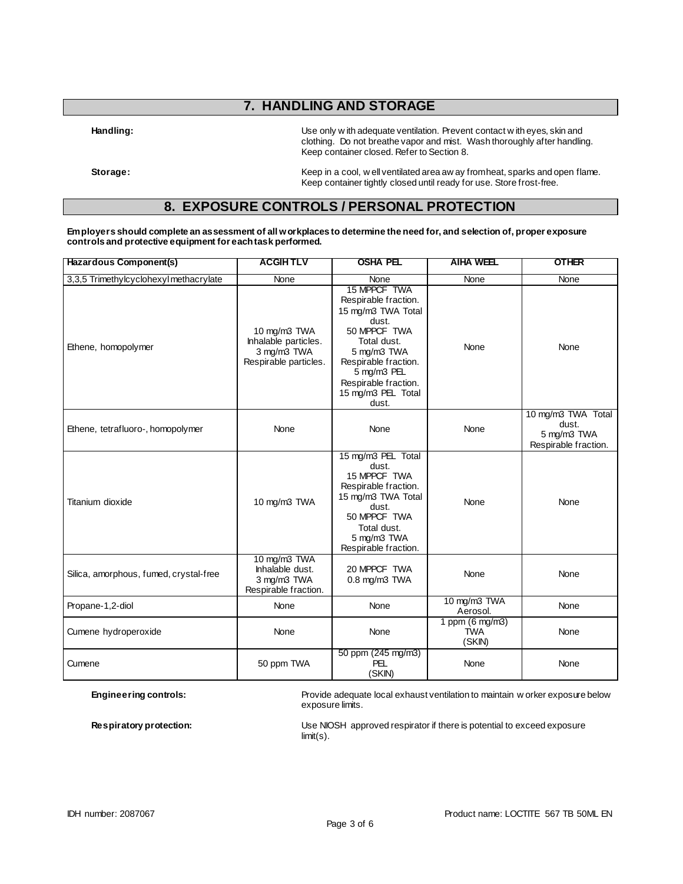## 7. HANDLING AND STORAGE

**Handling:** Use only with adequate ventilation. Prevent contact with eyes, skin and clothing. Do not breathe vapor and mist. Wash thoroughly after handling. Keep container closed. Refer to Section 8.

**Storage:** Keep in a cool, well ventilated area away from heat, sparks and open flame. Keep container tightly closed until ready for use. Store frost-free.

## 8. EXPOSURE CONTROLS / PERSONAL PROTECTION

**Employers should complete an assessment of all workplaces to determine the need for, and selection of, proper exposure controls and protective equipment for each task performed.**

| Hazardous Component(s) | ACGIH TLV | OSHA PEL | AIHA WEEL | OTHER |
|---|---|---|---|---|
| 3,3,5 Trimethylcyclohexyl methacrylate | None | None | None | None |
| Ethene, homopolymer | 10 mg/m3 TWA Inhalable particles. 3 mg/m3 TWA Respirable particles. | 15 MPPCF TWA Respirable fraction. 15 mg/m3 TWA Total dust. 50 MPPCF TWA Total dust. 5 mg/m3 TWA Respirable fraction. 5 mg/m3 PEL Respirable fraction. 15 mg/m3 PEL Total dust. | None | None |
| Ethene, tetrafluoro-, homopolymer | None | None | None | 10 mg/m3 TWA Total dust. 5 mg/m3 TWA Respirable fraction. |
| Titanium dioxide | 10 mg/m3 TWA | 15 mg/m3 PEL Total dust. 15 MPPCF TWA Respirable fraction. 15 mg/m3 TWA Total dust. 50 MPPCF TWA Total dust. 5 mg/m3 TWA Respirable fraction. | None | None |
| Silica, amorphous, fumed, crystal-free | 10 mg/m3 TWA Inhalable dust. 3 mg/m3 TWA Respirable fraction. | 20 MPPCF TWA 0.8 mg/m3 TWA | None | None |
| Propane-1,2-diol | None | None | 10 mg/m3 TWA Aerosol. | None |
| Cumene hydroperoxide | None | None | 1 ppm (6 mg/m3) TWA (SKIN) | None |
| Cumene | 50 ppm TWA | 50 ppm (245 mg/m3) PEL (SKIN) | None | None |

**Engineering controls:** Provide adequate local exhaust ventilation to maintain worker exposure below exposure limits.

**Respiratory protection:** Use NIOSH approved respirator if there is potential to exceed exposure limit(s).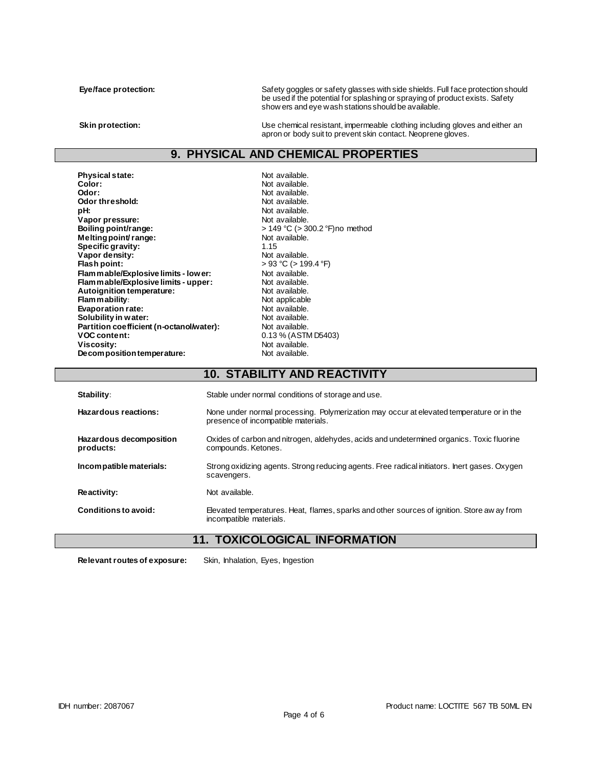| | |
|---|---|
| **Eye/face protection:** | Safety goggles or safety glasses with side shields. Full face protection should be used if the potential for splashing or spraying of product exists. Safety showers and eye wash stations should be available. |
| **Skin protection:** | Use chemical resistant, impermeable clothing including gloves and either an apron or body suit to prevent skin contact. Neoprene gloves. |

## 9. PHYSICAL AND CHEMICAL PROPERTIES

| | |
|---|---|
| **Physical state:** | Not available. |
| **Color:** | Not available. |
| **Odor:** | Not available. |
| **Odor threshold:** | Not available. |
| **pH:** | Not available. |
| **Vapor pressure:** | Not available. |
| **Boiling point/range:** | > 149 °C (> 300.2 °F)no method |
| **Melting point/ range:** | Not available. |
| **Specific gravity:** | 1.15 |
| **Vapor density:** | Not available. |
| **Flash point:** | > 93 °C (> 199.4 °F) |
| **Flammable/Explosive limits - lower:** | Not available. |
| **Flammable/Explosive limits - upper:** | Not available. |
| **Autoignition temperature:** | Not available. |
| **Flammability:** | Not applicable |
| **Evaporation rate:** | Not available. |
| **Solubility in water:** | Not available. |
| **Partition coefficient (n-octanol/water):** | Not available. |
| **VOC content:** | 0.13 % (ASTM D5403) |
| **Viscosity:** | Not available. |
| **Decomposition temperature:** | Not available. |

## 10. STABILITY AND REACTIVITY

| | |
|---|---|
| **Stability:** | Stable under normal conditions of storage and use. |
| **Hazardous reactions:** | None under normal processing. Polymerization may occur at elevated temperature or in the presence of incompatible materials. |
| **Hazardous decomposition products:** | Oxides of carbon and nitrogen, aldehydes, acids and undetermined organics. Toxic fluorine compounds. Ketones. |
| **Incompatible materials:** | Strong oxidizing agents. Strong reducing agents. Free radical initiators. Inert gases. Oxygen scavengers. |
| **Reactivity:** | Not available. |
| **Conditions to avoid:** | Elevated temperatures. Heat, flames, sparks and other sources of ignition. Store away from incompatible materials. |

## 11. TOXICOLOGICAL INFORMATION

**Relevant routes of exposure:** Skin, Inhalation, Eyes, Ingestion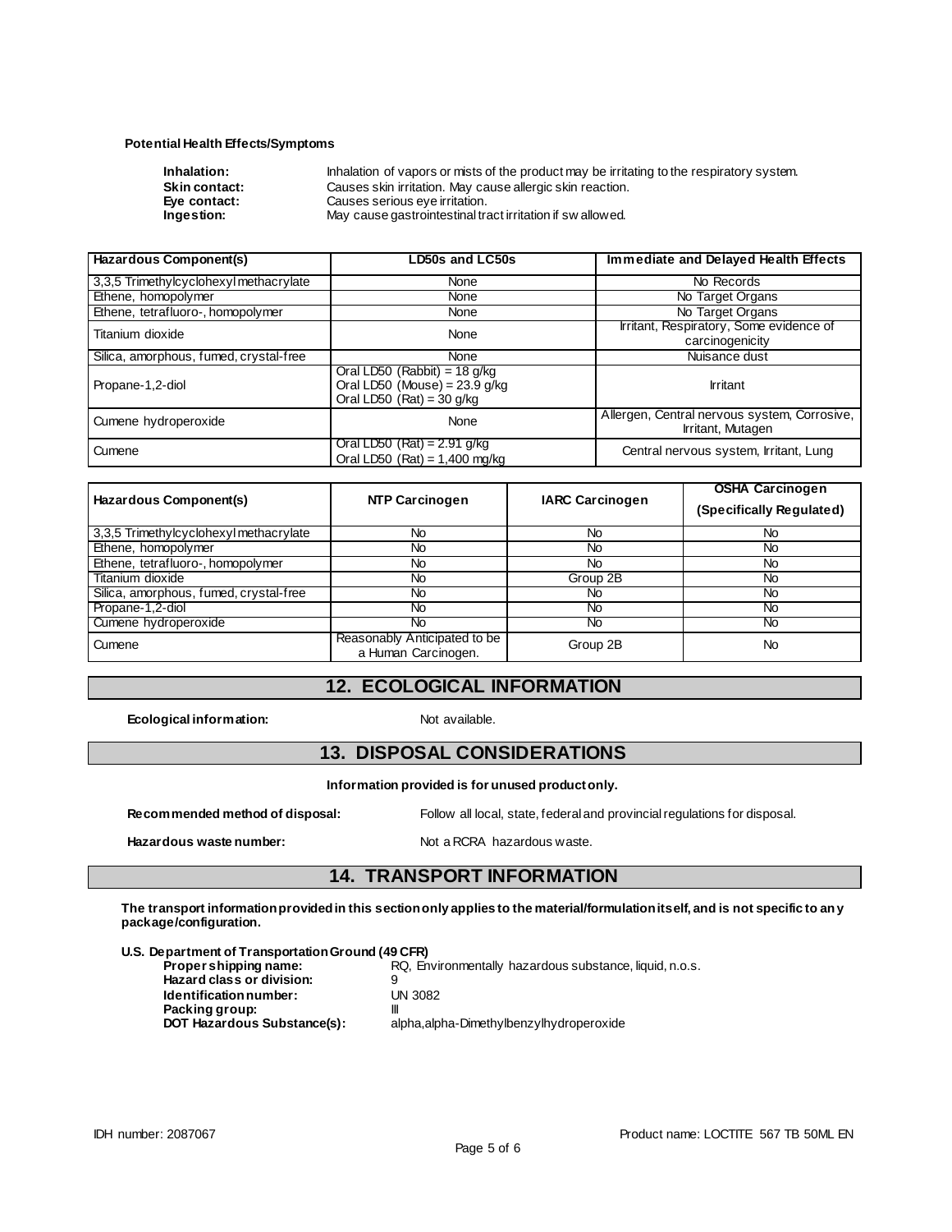**Potential Health Effects/Symptoms**

**Inhalation:** Inhalation of vapors or mists of the product may be irritating to the respiratory system.
**Skin contact:** Causes skin irritation. May cause allergic skin reaction.
**Eye contact:** Causes serious eye irritation.
**Ingestion:** May cause gastrointestinal tract irritation if swallowed.

| Hazardous Component(s) | LD50s and LC50s | Immediate and Delayed Health Effects |
|---|---|---|
| 3,3,5 Trimethylcyclohexyl methacrylate | None | No Records |
| Ethene, homopolymer | None | No Target Organs |
| Ethene, tetrafluoro-, homopolymer | None | No Target Organs |
| Titanium dioxide | None | Irritant, Respiratory, Some evidence of carcinogenicity |
| Silica, amorphous, fumed, crystal-free | None | Nuisance dust |
| Propane-1,2-diol | Oral LD50 (Rabbit) = 18 g/kg<br>Oral LD50 (Mouse) = 23.9 g/kg<br>Oral LD50 (Rat) = 30 g/kg | Irritant |
| Cumene hydroperoxide | None | Allergen, Central nervous system, Corrosive, Irritant, Mutagen |
| Cumene | Oral LD50 (Rat) = 2.91 g/kg<br>Oral LD50 (Rat) = 1,400 mg/kg | Central nervous system, Irritant, Lung |

| Hazardous Component(s) | NTP Carcinogen | IARC Carcinogen | OSHA Carcinogen (Specifically Regulated) |
|---|---|---|---|
| 3,3,5 Trimethylcyclohexyl methacrylate | No | No | No |
| Ethene, homopolymer | No | No | No |
| Ethene, tetrafluoro-, homopolymer | No | No | No |
| Titanium dioxide | No | Group 2B | No |
| Silica, amorphous, fumed, crystal-free | No | No | No |
| Propane-1,2-diol | No | No | No |
| Cumene hydroperoxide | No | No | No |
| Cumene | Reasonably Anticipated to be a Human Carcinogen. | Group 2B | No |

## 12. ECOLOGICAL INFORMATION

**Ecological information:** Not available.

## 13. DISPOSAL CONSIDERATIONS

**Information provided is for unused product only.**

**Recommended method of disposal:** Follow all local, state, federal and provincial regulations for disposal.

**Hazardous waste number:** Not a RCRA hazardous waste.

## 14. TRANSPORT INFORMATION

**The transport information provided in this section only applies to the material/formulation itself, and is not specific to any package/configuration.**

**U.S. Department of Transportation Ground (49 CFR)**

**Proper shipping name:** RQ, Environmentally hazardous substance, liquid, n.o.s.
**Hazard class or division:** 9
**Identification number:** UN 3082
**Packing group:** III
**DOT Hazardous Substance(s):** alpha,alpha-Dimethylbenzylhydroperoxide

IDH number: 2087067

Product name: LOCTITE 567 TB 50ML EN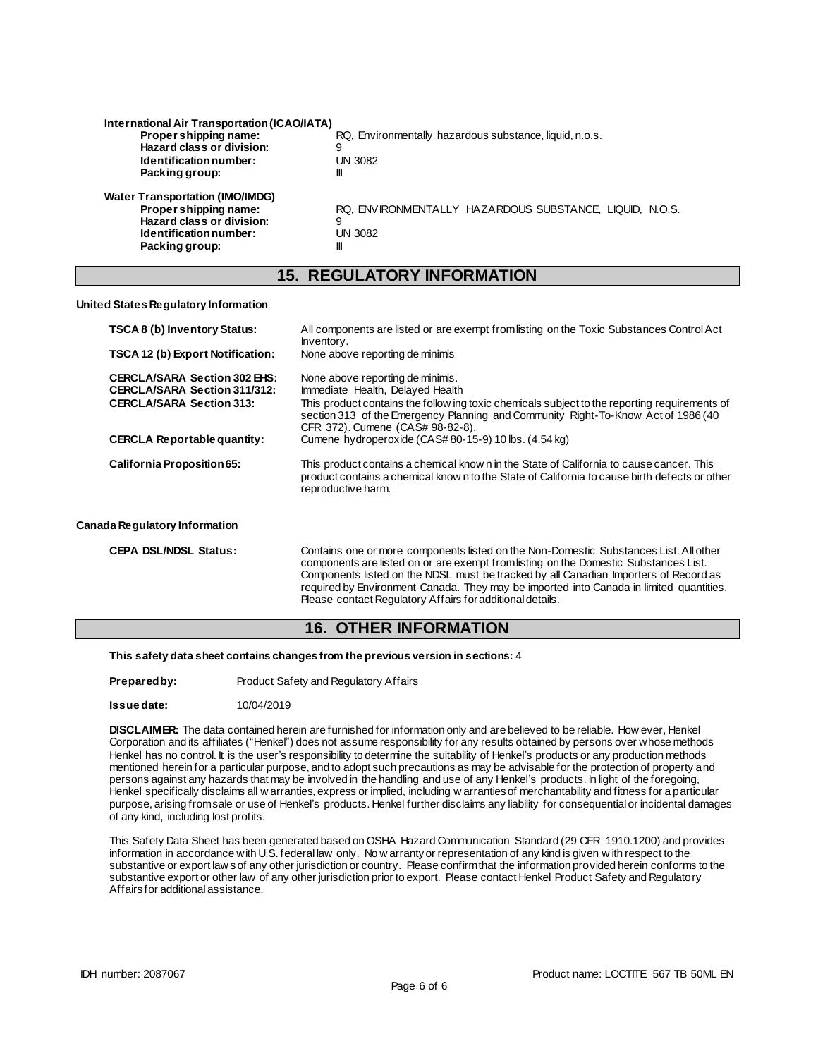**International Air Transportation (ICAO/IATA)**

| | |
|---|---|
| **Proper shipping name:** | RQ, Environmentally hazardous substance, liquid, n.o.s. |
| **Hazard class or division:** | 9 |
| **Identification number:** | UN 3082 |
| **Packing group:** | III |

**Water Transportation (IMO/IMDG)**

| | |
|---|---|
| **Proper shipping name:** | RQ, ENVIRONMENTALLY HAZARDOUS SUBSTANCE, LIQUID, N.O.S. |
| **Hazard class or division:** | 9 |
| **Identification number:** | UN 3082 |
| **Packing group:** | III |

## 15. REGULATORY INFORMATION

**United States Regulatory Information**

| | |
|---|---|
| **TSCA 8 (b) Inventory Status:** | All components are listed or are exempt from listing on the Toxic Substances Control Act Inventory. |
| **TSCA 12 (b) Export Notification:** | None above reporting de minimis |
| **CERCLA/SARA Section 302 EHS:** | None above reporting de minimis. |
| **CERCLA/SARA Section 311/312:** | Immediate Health, Delayed Health |
| **CERCLA/SARA Section 313:** | This product contains the following toxic chemicals subject to the reporting requirements of section 313 of the Emergency Planning and Community Right-To-Know Act of 1986 (40 CFR 372). Cumene (CAS# 98-82-8). |
| **CERCLA Reportable quantity:** | Cumene hydroperoxide (CAS# 80-15-9) 10 lbs. (4.54 kg) |
| **California Proposition 65:** | This product contains a chemical known in the State of California to cause cancer. This product contains a chemical known to the State of California to cause birth defects or other reproductive harm. |

**Canada Regulatory Information**

| | |
|---|---|
| **CEPA DSL/NDSL Status:** | Contains one or more components listed on the Non-Domestic Substances List. All other components are listed on or are exempt from listing on the Domestic Substances List. Components listed on the NDSL must be tracked by all Canadian Importers of Record as required by Environment Canada. They may be imported into Canada in limited quantities. Please contact Regulatory Affairs for additional details. |

## 16. OTHER INFORMATION

**This safety data sheet contains changes from the previous version in sections:** 4

**Prepared by:** Product Safety and Regulatory Affairs

**Issue date:** 10/04/2019

**DISCLAIMER:** The data contained herein are furnished for information only and are believed to be reliable. However, Henkel Corporation and its affiliates ("Henkel") does not assume responsibility for any results obtained by persons over whose methods Henkel has no control. It is the user's responsibility to determine the suitability of Henkel's products or any production methods mentioned herein for a particular purpose, and to adopt such precautions as may be advisable for the protection of property and persons against any hazards that may be involved in the handling and use of any Henkel's products. In light of the foregoing, Henkel specifically disclaims all warranties, express or implied, including warranties of merchantability and fitness for a particular purpose, arising from sale or use of Henkel's products. Henkel further disclaims any liability for consequential or incidental damages of any kind, including lost profits.

This Safety Data Sheet has been generated based on OSHA Hazard Communication Standard (29 CFR 1910.1200) and provides information in accordance with U.S. federal law only. No warranty or representation of any kind is given with respect to the substantive or export laws of any other jurisdiction or country. Please confirm that the information provided herein conforms to the substantive export or other law of any other jurisdiction prior to export. Please contact Henkel Product Safety and Regulatory Affairs for additional assistance.

IDH number: 2087067

Product name: LOCTITE 567 TB 50ML EN